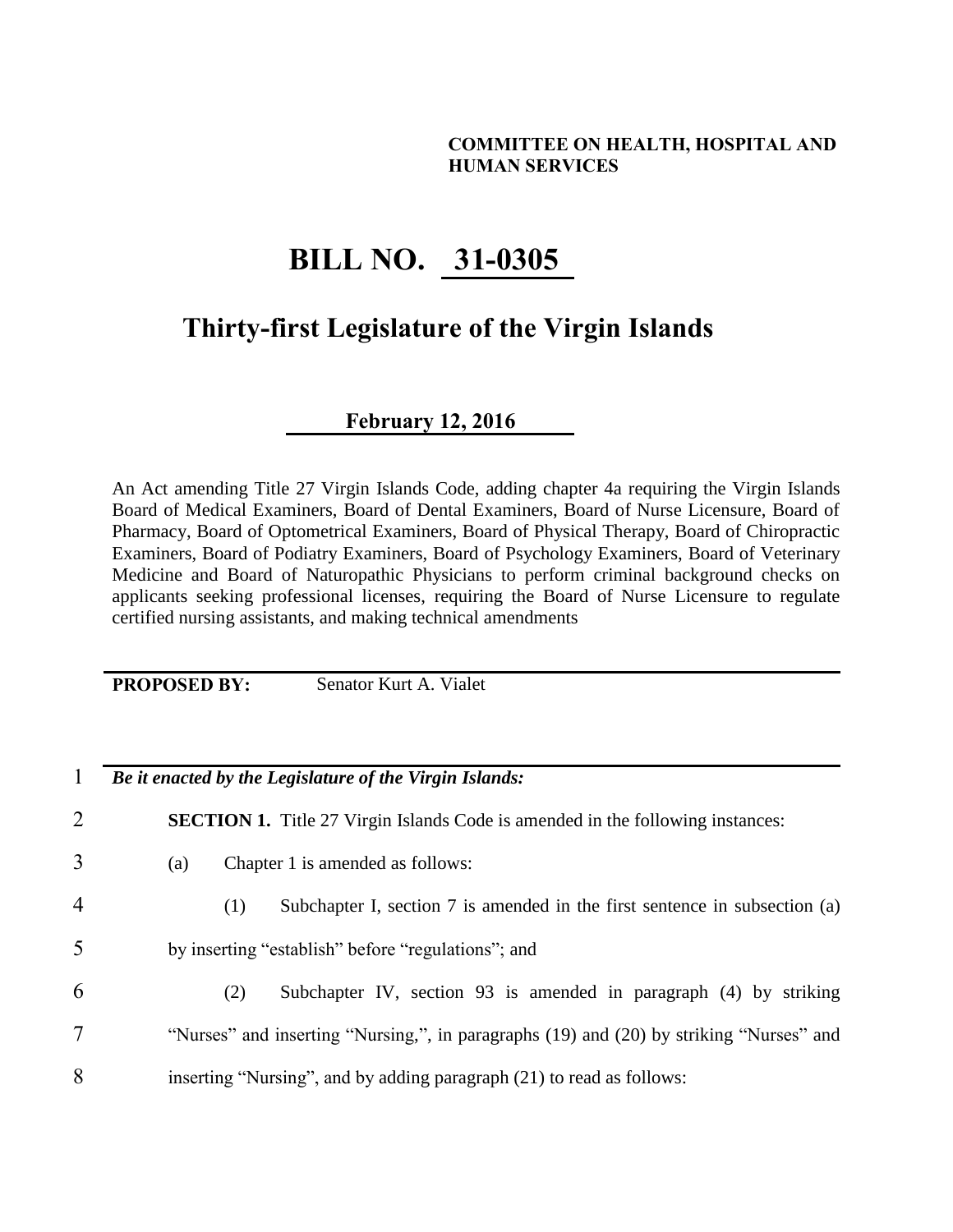**COMMITTEE ON HEALTH, HOSPITAL AND HUMAN SERVICES**

# BILL NO. 31-0305

## Thirty-first Legislature of the Virgin Islands

**February 12, 2016**

An Act amending Title 27 Virgin Islands Code, adding chapter 4a requiring the Virgin Islands Board of Medical Examiners, Board of Dental Examiners, Board of Nurse Licensure, Board of Pharmacy, Board of Optometrical Examiners, Board of Physical Therapy, Board of Chiropractic Examiners, Board of Podiatry Examiners, Board of Psychology Examiners, Board of Veterinary Medicine and Board of Naturopathic Physicians to perform criminal background checks on applicants seeking professional licenses, requiring the Board of Nurse Licensure to regulate certified nursing assistants, and making technical amendments

**PROPOSED BY:** Senator Kurt A. Vialet

1 ***Be it enacted by the Legislature of the Virgin Islands:***

2 **SECTION 1.** Title 27 Virgin Islands Code is amended in the following instances:

3 (a) Chapter 1 is amended as follows:

4 (1) Subchapter I, section 7 is amended in the first sentence in subsection (a)

5 by inserting "establish" before "regulations"; and

6 (2) Subchapter IV, section 93 is amended in paragraph (4) by striking

7 "Nurses" and inserting "Nursing,", in paragraphs (19) and (20) by striking "Nurses" and

8 inserting "Nursing", and by adding paragraph (21) to read as follows: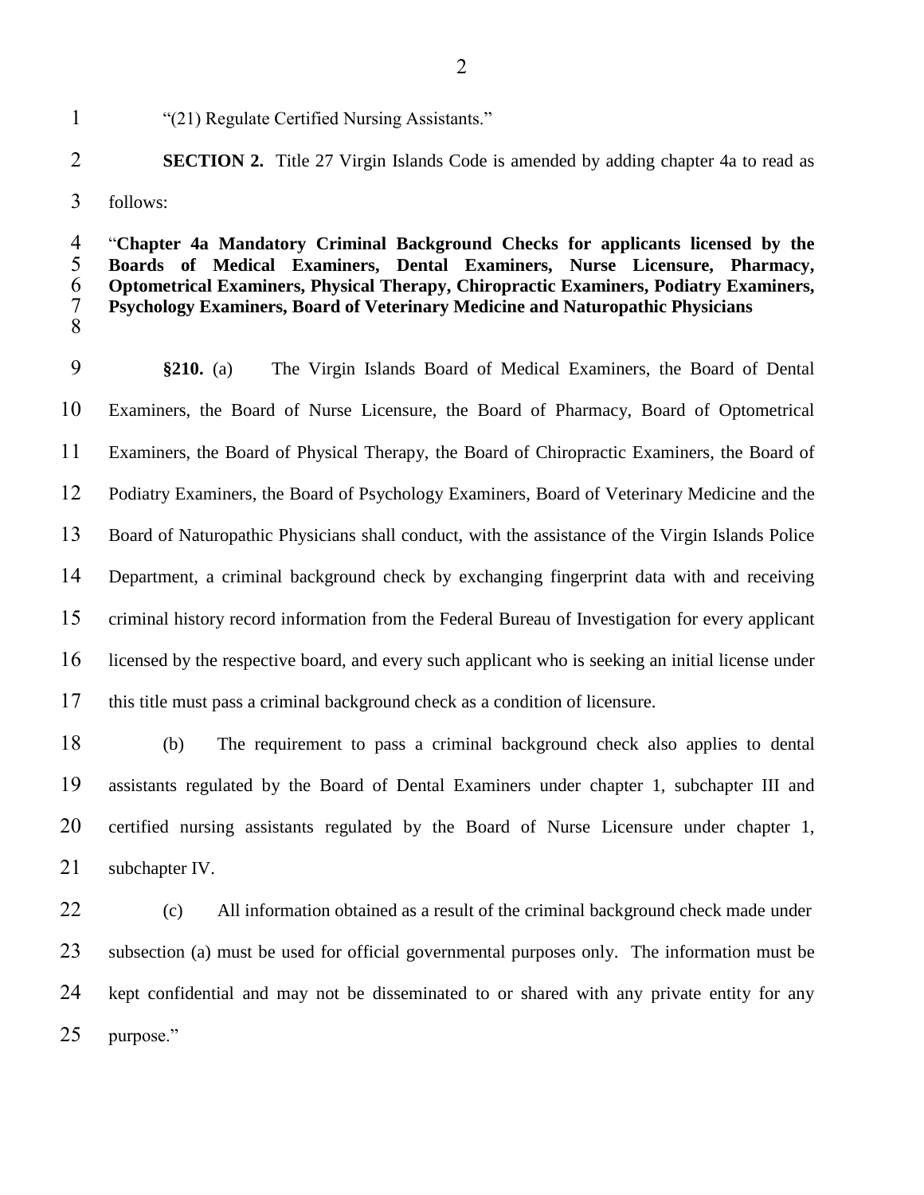"(21) Regulate Certified Nursing Assistants."

**SECTION 2.** Title 27 Virgin Islands Code is amended by adding chapter 4a to read as follows:

"**Chapter 4a Mandatory Criminal Background Checks for applicants licensed by the Boards of Medical Examiners, Dental Examiners, Nurse Licensure, Pharmacy, Optometrical Examiners, Physical Therapy, Chiropractic Examiners, Podiatry Examiners, Psychology Examiners, Board of Veterinary Medicine and Naturopathic Physicians**

**§210.** (a) The Virgin Islands Board of Medical Examiners, the Board of Dental Examiners, the Board of Nurse Licensure, the Board of Pharmacy, Board of Optometrical Examiners, the Board of Physical Therapy, the Board of Chiropractic Examiners, the Board of Podiatry Examiners, the Board of Psychology Examiners, Board of Veterinary Medicine and the Board of Naturopathic Physicians shall conduct, with the assistance of the Virgin Islands Police Department, a criminal background check by exchanging fingerprint data with and receiving criminal history record information from the Federal Bureau of Investigation for every applicant licensed by the respective board, and every such applicant who is seeking an initial license under this title must pass a criminal background check as a condition of licensure.

(b) The requirement to pass a criminal background check also applies to dental assistants regulated by the Board of Dental Examiners under chapter 1, subchapter III and certified nursing assistants regulated by the Board of Nurse Licensure under chapter 1, subchapter IV.

(c) All information obtained as a result of the criminal background check made under subsection (a) must be used for official governmental purposes only. The information must be kept confidential and may not be disseminated to or shared with any private entity for any purpose."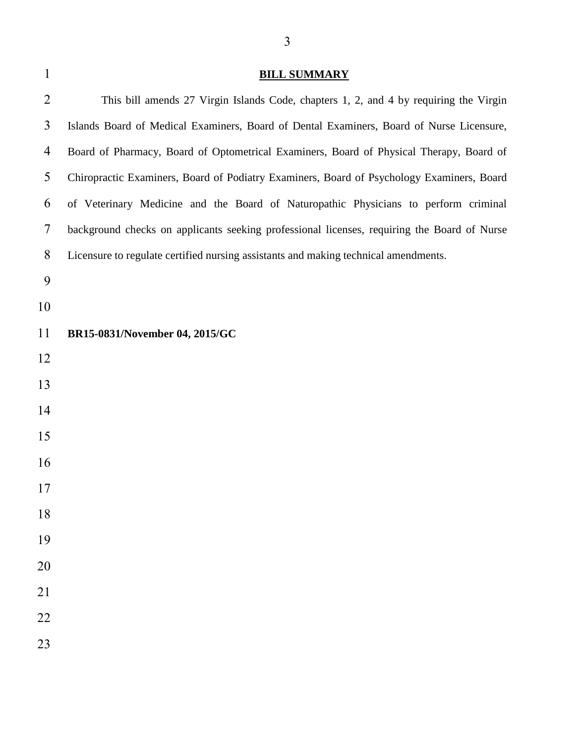**BILL SUMMARY**

This bill amends 27 Virgin Islands Code, chapters 1, 2, and 4 by requiring the Virgin Islands Board of Medical Examiners, Board of Dental Examiners, Board of Nurse Licensure, Board of Pharmacy, Board of Optometrical Examiners, Board of Physical Therapy, Board of Chiropractic Examiners, Board of Podiatry Examiners, Board of Psychology Examiners, Board of Veterinary Medicine and the Board of Naturopathic Physicians to perform criminal background checks on applicants seeking professional licenses, requiring the Board of Nurse Licensure to regulate certified nursing assistants and making technical amendments.

**BR15-0831/November 04, 2015/GC**